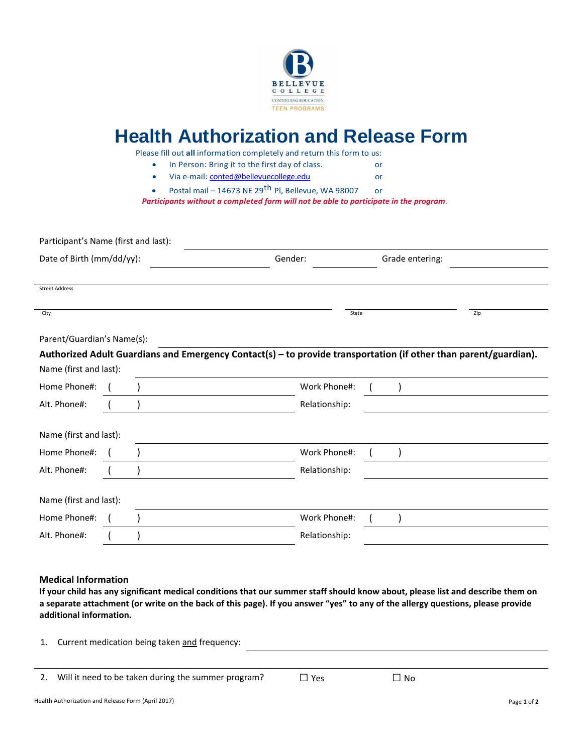BELLEVUE COLLEGE
CONTINUING EDUCATION
TEEN PROGRAMS

# Health Authorization and Release Form

Please fill out **all** information completely and return this form to us:

- In Person: Bring it to the first day of class. or
- Via e-mail: conted@bellevuecollege.edu or
- Postal mail – 14673 NE 29th Pl, Bellevue, WA 98007 or

***Participants without a completed form will not be able to participate in the program.***

Participant's Name (first and last): ____________________

Date of Birth (mm/dd/yy): ____________ Gender: ________ Grade entering: ________

____________________
Street Address

____________________ ____________ ________
City State Zip

Parent/Guardian's Name(s): ____________________

**Authorized Adult Guardians and Emergency Contact(s) – to provide transportation (if other than parent/guardian).**

Name (first and last): ____________________

Home Phone#: ( ) ____________ Work Phone#: ( ) ____________

Alt. Phone#: ( ) ____________ Relationship: ____________

Name (first and last): ____________________

Home Phone#: ( ) ____________ Work Phone#: ( ) ____________

Alt. Phone#: ( ) ____________ Relationship: ____________

Name (first and last): ____________________

Home Phone#: ( ) ____________ Work Phone#: ( ) ____________

Alt. Phone#: ( ) ____________ Relationship: ____________

### Medical Information

**If your child has any significant medical conditions that our summer staff should know about, please list and describe them on a separate attachment (or write on the back of this page). If you answer "yes" to any of the allergy questions, please provide additional information.**

1. Current medication being taken and frequency: ____________________

____________________

2. Will it need to be taken during the summer program? ☐ Yes ☐ No

Health Authorization and Release Form (April 2017)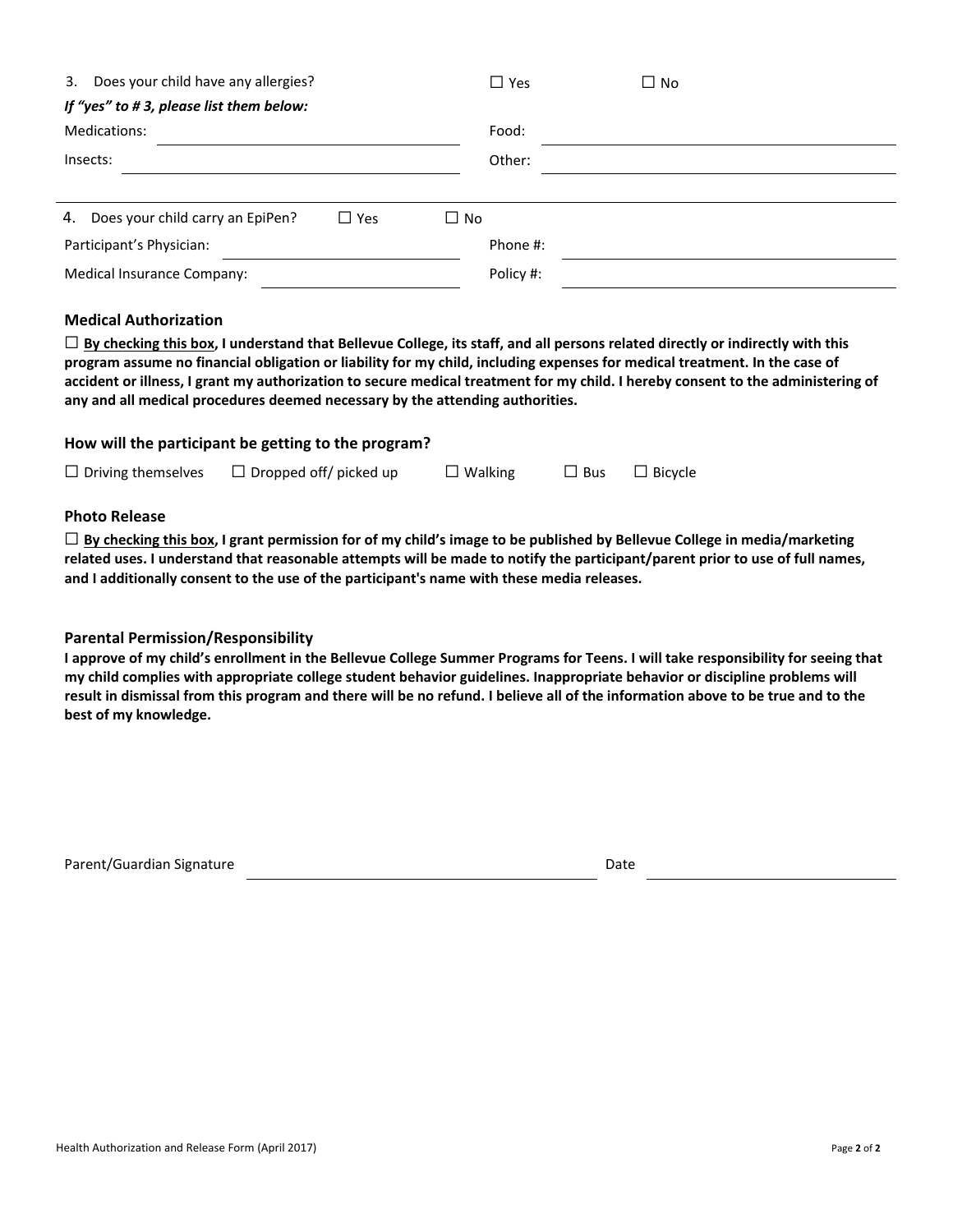3. Does your child have any allergies? ☐ Yes ☐ No

***If "yes" to # 3, please list them below:***

Medications: \_\_\_\_\_\_\_\_\_\_\_\_\_\_\_\_\_\_\_\_ Food: \_\_\_\_\_\_\_\_\_\_\_\_\_\_\_\_\_\_\_\_

Insects: \_\_\_\_\_\_\_\_\_\_\_\_\_\_\_\_\_\_\_\_ Other: \_\_\_\_\_\_\_\_\_\_\_\_\_\_\_\_\_\_\_\_

---

4. Does your child carry an EpiPen? ☐ Yes ☐ No

Participant's Physician: \_\_\_\_\_\_\_\_\_\_\_\_\_\_\_\_\_\_\_\_ Phone #: \_\_\_\_\_\_\_\_\_\_\_\_\_\_\_\_\_\_\_\_

Medical Insurance Company: \_\_\_\_\_\_\_\_\_\_\_\_\_\_\_\_\_\_\_\_ Policy #: \_\_\_\_\_\_\_\_\_\_\_\_\_\_\_\_\_\_\_\_

### Medical Authorization

☐ **<u>By checking this box</u>, I understand that Bellevue College, its staff, and all persons related directly or indirectly with this program assume no financial obligation or liability for my child, including expenses for medical treatment. In the case of accident or illness, I grant my authorization to secure medical treatment for my child. I hereby consent to the administering of any and all medical procedures deemed necessary by the attending authorities.**

### How will the participant be getting to the program?

☐ Driving themselves ☐ Dropped off/ picked up ☐ Walking ☐ Bus ☐ Bicycle

### Photo Release

☐ **<u>By checking this box</u>, I grant permission for of my child's image to be published by Bellevue College in media/marketing related uses. I understand that reasonable attempts will be made to notify the participant/parent prior to use of full names, and I additionally consent to the use of the participant's name with these media releases.**

### Parental Permission/Responsibility

**I approve of my child's enrollment in the Bellevue College Summer Programs for Teens. I will take responsibility for seeing that my child complies with appropriate college student behavior guidelines. Inappropriate behavior or discipline problems will result in dismissal from this program and there will be no refund. I believe all of the information above to be true and to the best of my knowledge.**

Parent/Guardian Signature \_\_\_\_\_\_\_\_\_\_\_\_\_\_\_\_\_\_\_\_\_\_\_\_\_\_\_\_\_\_ Date \_\_\_\_\_\_\_\_\_\_\_\_\_\_\_\_\_\_\_\_

Health Authorization and Release Form (April 2017)